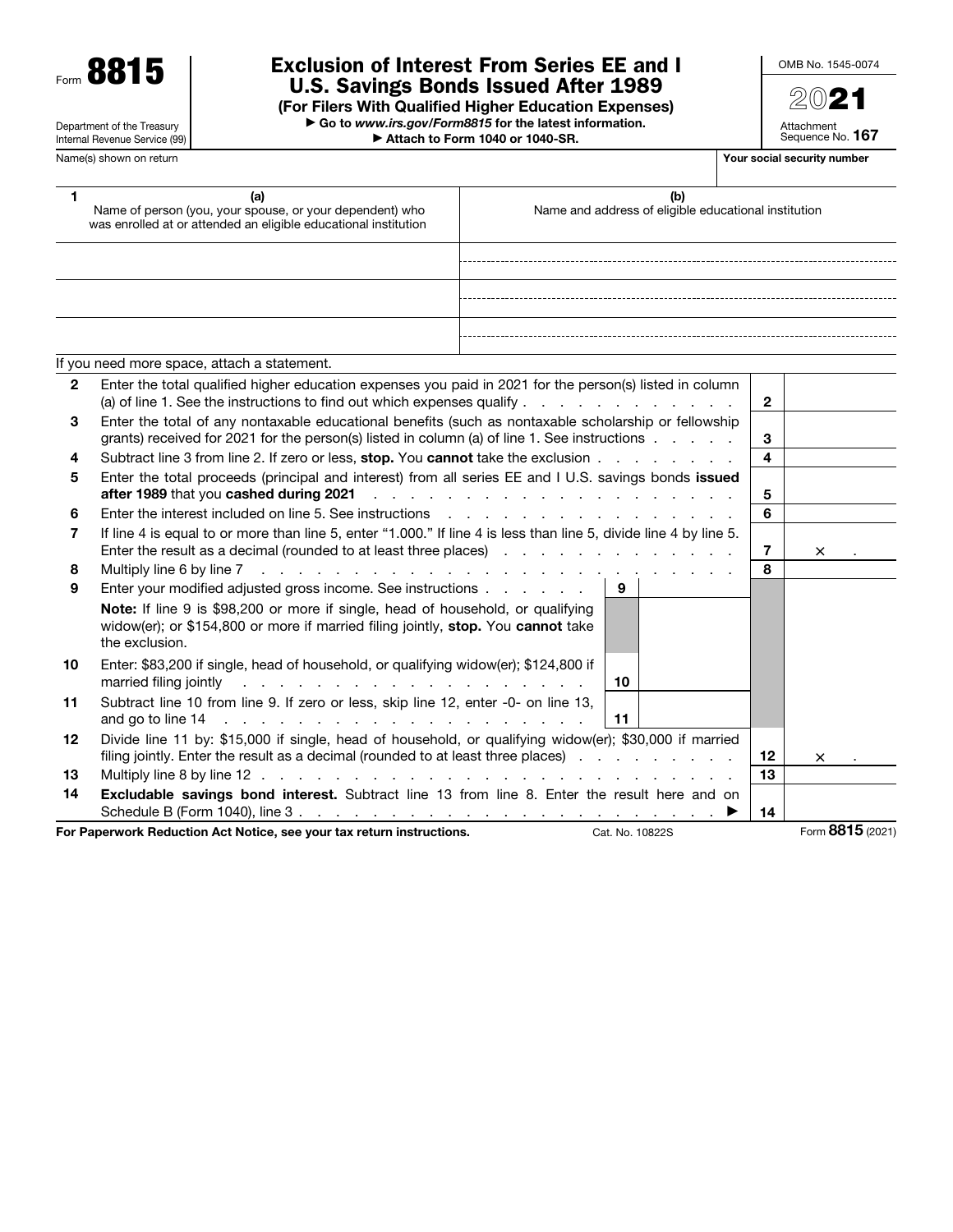Form **8815**

Department of the Treasury
Internal Revenue Service (99)

# Exclusion of Interest From Series EE and I U.S. Savings Bonds Issued After 1989

**(For Filers With Qualified Higher Education Expenses)**

▶ Go to *www.irs.gov/Form8815* for the latest information.

▶ Attach to Form 1040 or 1040-SR.

OMB No. 1545-0074

**2021**

Attachment Sequence No. **167**

Name(s) shown on return | **Your social security number**

| 1 | (a) Name of person (you, your spouse, or your dependent) who was enrolled at or attended an eligible educational institution | (b) Name and address of eligible educational institution |
|---|---|---|
| | | |
| | | |
| | | |

If you need more space, attach a statement.

| | | | |
|---|---|---|---|
| **2** | Enter the total qualified higher education expenses you paid in 2021 for the person(s) listed in column (a) of line 1. See the instructions to find out which expenses qualify | **2** | |
| **3** | Enter the total of any nontaxable educational benefits (such as nontaxable scholarship or fellowship grants) received for 2021 for the person(s) listed in column (a) of line 1. See instructions | **3** | |
| **4** | Subtract line 3 from line 2. If zero or less, **stop.** You **cannot** take the exclusion | **4** | |
| **5** | Enter the total proceeds (principal and interest) from all series EE and I U.S. savings bonds **issued after 1989** that you **cashed during 2021** | **5** | |
| **6** | Enter the interest included on line 5. See instructions | **6** | |
| **7** | If line 4 is equal to or more than line 5, enter "1.000." If line 4 is less than line 5, divide line 4 by line 5. Enter the result as a decimal (rounded to at least three places) | **7** | × . |
| **8** | Multiply line 6 by line 7 | **8** | |
| **9** | Enter your modified adjusted gross income. See instructions — **9** | | |
| | **Note:** If line 9 is $98,200 or more if single, head of household, or qualifying widow(er); or $154,800 or more if married filing jointly, **stop.** You **cannot** take the exclusion. | | |
| **10** | Enter: $83,200 if single, head of household, or qualifying widow(er); $124,800 if married filing jointly — **10** | | |
| **11** | Subtract line 10 from line 9. If zero or less, skip line 12, enter -0- on line 13, and go to line 14 — **11** | | |
| **12** | Divide line 11 by: $15,000 if single, head of household, or qualifying widow(er); $30,000 if married filing jointly. Enter the result as a decimal (rounded to at least three places) | **12** | × . |
| **13** | Multiply line 8 by line 12 | **13** | |
| **14** | **Excludable savings bond interest.** Subtract line 13 from line 8. Enter the result here and on Schedule B (Form 1040), line 3 ▶ | **14** | |

**For Paperwork Reduction Act Notice, see your tax return instructions.** Cat. No. 10822S Form **8815** (2021)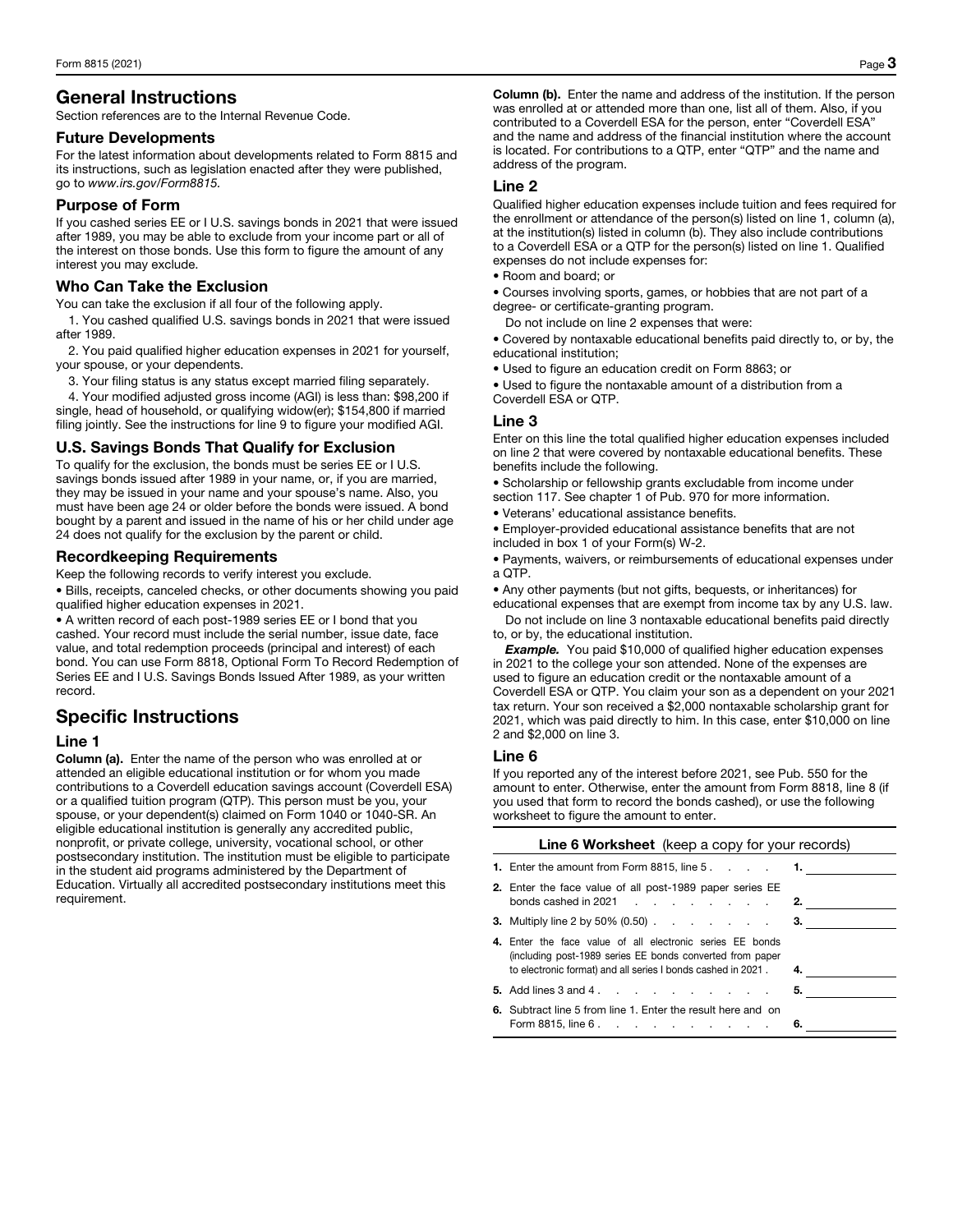## General Instructions

Section references are to the Internal Revenue Code.

### Future Developments

For the latest information about developments related to Form 8815 and its instructions, such as legislation enacted after they were published, go to *www.irs.gov/Form8815*.

### Purpose of Form

If you cashed series EE or I U.S. savings bonds in 2021 that were issued after 1989, you may be able to exclude from your income part or all of the interest on those bonds. Use this form to figure the amount of any interest you may exclude.

### Who Can Take the Exclusion

You can take the exclusion if all four of the following apply.

1. You cashed qualified U.S. savings bonds in 2021 that were issued after 1989.
2. You paid qualified higher education expenses in 2021 for yourself, your spouse, or your dependents.
3. Your filing status is any status except married filing separately.
4. Your modified adjusted gross income (AGI) is less than: $98,200 if single, head of household, or qualifying widow(er); $154,800 if married filing jointly. See the instructions for line 9 to figure your modified AGI.

### U.S. Savings Bonds That Qualify for Exclusion

To qualify for the exclusion, the bonds must be series EE or I U.S. savings bonds issued after 1989 in your name, or, if you are married, they may be issued in your name and your spouse's name. Also, you must have been age 24 or older before the bonds were issued. A bond bought by a parent and issued in the name of his or her child under age 24 does not qualify for the exclusion by the parent or child.

### Recordkeeping Requirements

Keep the following records to verify interest you exclude.

- Bills, receipts, canceled checks, or other documents showing you paid qualified higher education expenses in 2021.
- A written record of each post-1989 series EE or I bond that you cashed. Your record must include the serial number, issue date, face value, and total redemption proceeds (principal and interest) of each bond. You can use Form 8818, Optional Form To Record Redemption of Series EE and I U.S. Savings Bonds Issued After 1989, as your written record.

## Specific Instructions

### Line 1

**Column (a).** Enter the name of the person who was enrolled at or attended an eligible educational institution or for whom you made contributions to a Coverdell education savings account (Coverdell ESA) or a qualified tuition program (QTP). This person must be you, your spouse, or your dependent(s) claimed on Form 1040 or 1040-SR. An eligible educational institution is generally any accredited public, nonprofit, or private college, university, vocational school, or other postsecondary institution. The institution must be eligible to participate in the student aid programs administered by the Department of Education. Virtually all accredited postsecondary institutions meet this requirement.

**Column (b).** Enter the name and address of the institution. If the person was enrolled at or attended more than one, list all of them. Also, if you contributed to a Coverdell ESA for the person, enter "Coverdell ESA" and the name and address of the financial institution where the account is located. For contributions to a QTP, enter "QTP" and the name and address of the program.

### Line 2

Qualified higher education expenses include tuition and fees required for the enrollment or attendance of the person(s) listed on line 1, column (a), at the institution(s) listed in column (b). They also include contributions to a Coverdell ESA or a QTP for the person(s) listed on line 1. Qualified expenses do not include expenses for:

- Room and board; or
- Courses involving sports, games, or hobbies that are not part of a degree- or certificate-granting program.

Do not include on line 2 expenses that were:

- Covered by nontaxable educational benefits paid directly to, or by, the educational institution;
- Used to figure an education credit on Form 8863; or
- Used to figure the nontaxable amount of a distribution from a Coverdell ESA or QTP.

### Line 3

Enter on this line the total qualified higher education expenses included on line 2 that were covered by nontaxable educational benefits. These benefits include the following.

- Scholarship or fellowship grants excludable from income under section 117. See chapter 1 of Pub. 970 for more information.
- Veterans' educational assistance benefits.
- Employer-provided educational assistance benefits that are not included in box 1 of your Form(s) W-2.
- Payments, waivers, or reimbursements of educational expenses under a QTP.
- Any other payments (but not gifts, bequests, or inheritances) for educational expenses that are exempt from income tax by any U.S. law.

Do not include on line 3 nontaxable educational benefits paid directly to, or by, the educational institution.

***Example.*** You paid $10,000 of qualified higher education expenses in 2021 to the college your son attended. None of the expenses are used to figure an education credit or the nontaxable amount of a Coverdell ESA or QTP. You claim your son as a dependent on your 2021 tax return. Your son received a $2,000 nontaxable scholarship grant for 2021, which was paid directly to him. In this case, enter $10,000 on line 2 and $2,000 on line 3.

### Line 6

If you reported any of the interest before 2021, see Pub. 550 for the amount to enter. Otherwise, enter the amount from Form 8818, line 8 (if you used that form to record the bonds cashed), or use the following worksheet to figure the amount to enter.

**Line 6 Worksheet** (keep a copy for your records)

| | | |
|---|---|---|
| **1.** Enter the amount from Form 8815, line 5 | **1.** | |
| **2.** Enter the face value of all post-1989 paper series EE bonds cashed in 2021 | **2.** | |
| **3.** Multiply line 2 by 50% (0.50) | **3.** | |
| **4.** Enter the face value of all electronic series EE bonds (including post-1989 series EE bonds converted from paper to electronic format) and all series I bonds cashed in 2021 | **4.** | |
| **5.** Add lines 3 and 4 | **5.** | |
| **6.** Subtract line 5 from line 1. Enter the result here and on Form 8815, line 6 | **6.** | |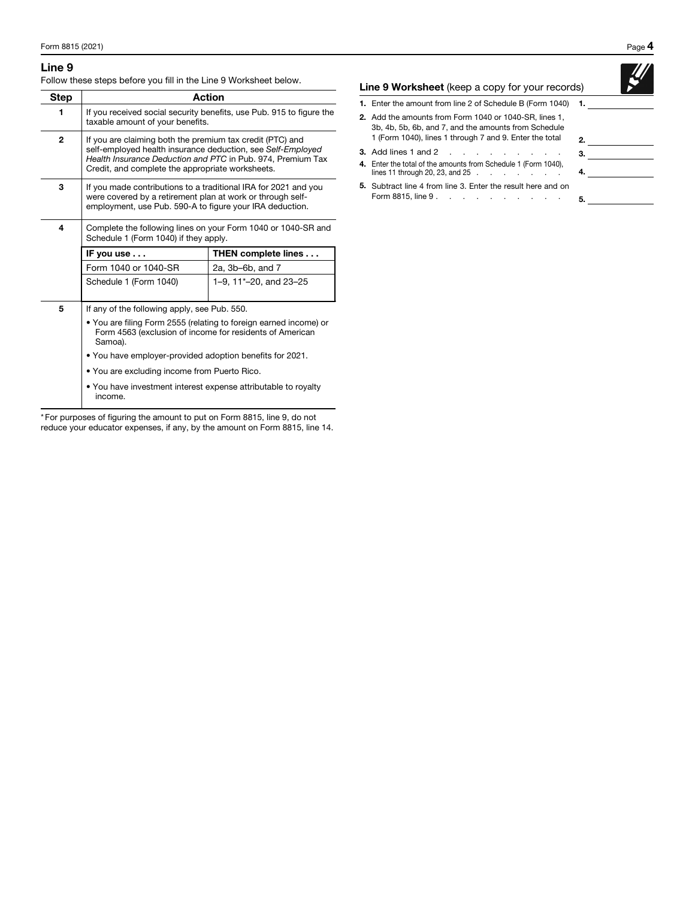## Line 9

Follow these steps before you fill in the Line 9 Worksheet below.

| Step | Action | |
|---|---|---|
| 1 | If you received social security benefits, use Pub. 915 to figure the taxable amount of your benefits. | |
| 2 | If you are claiming both the premium tax credit (PTC) and self-employed health insurance deduction, see *Self-Employed Health Insurance Deduction and PTC* in Pub. 974, Premium Tax Credit, and complete the appropriate worksheets. | |
| 3 | If you made contributions to a traditional IRA for 2021 and you were covered by a retirement plan at work or through self-employment, use Pub. 590-A to figure your IRA deduction. | |
| 4 | Complete the following lines on your Form 1040 or 1040-SR and Schedule 1 (Form 1040) if they apply. | |
| | **IF you use . . .** | **THEN complete lines . . .** |
| | Form 1040 or 1040-SR | 2a, 3b–6b, and 7 |
| | Schedule 1 (Form 1040) | 1–9, 11*–20, and 23–25 |
| 5 | If any of the following apply, see Pub. 550.<br>• You are filing Form 2555 (relating to foreign earned income) or Form 4563 (exclusion of income for residents of American Samoa).<br>• You have employer-provided adoption benefits for 2021.<br>• You are excluding income from Puerto Rico.<br>• You have investment interest expense attributable to royalty income. | |

*For purposes of figuring the amount to put on Form 8815, line 9, do not reduce your educator expenses, if any, by the amount on Form 8815, line 14.

### Line 9 Worksheet (keep a copy for your records)

| | | |
|---|---|---|
| **1.** | Enter the amount from line 2 of Schedule B (Form 1040) | **1.** |
| **2.** | Add the amounts from Form 1040 or 1040-SR, lines 1, 3b, 4b, 5b, 6b, and 7, and the amounts from Schedule 1 (Form 1040), lines 1 through 7 and 9. Enter the total | **2.** |
| **3.** | Add lines 1 and 2 . . . . . . . . . . | **3.** |
| **4.** | Enter the total of the amounts from Schedule 1 (Form 1040), lines 11 through 20, 23, and 25 . . . . . . . . | **4.** |
| **5.** | Subtract line 4 from line 3. Enter the result here and on Form 8815, line 9 . . . . . . . . . . . | **5.** |